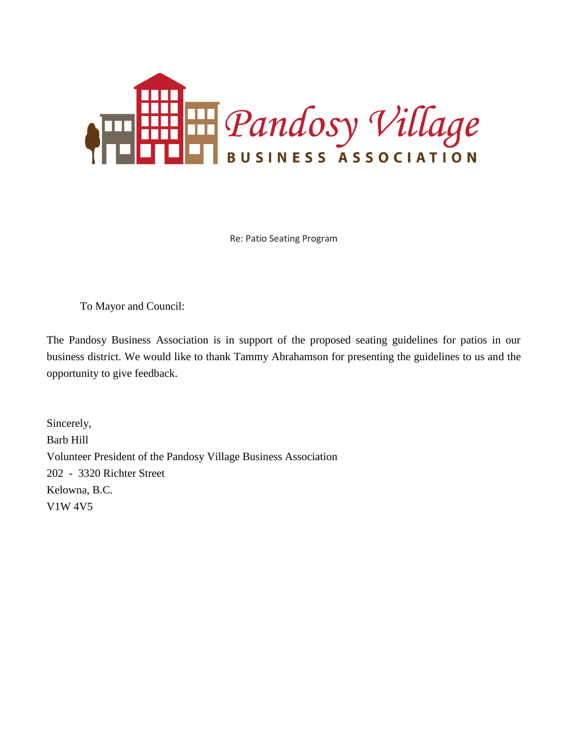Pandosy Village BUSINESS ASSOCIATION

Re: Patio Seating Program

To Mayor and Council:

The Pandosy Business Association is in support of the proposed seating guidelines for patios in our business district. We would like to thank Tammy Abrahamson for presenting the guidelines to us and the opportunity to give feedback.

Sincerely,  
Barb Hill  
Volunteer President of the Pandosy Village Business Association  
202 - 3320 Richter Street  
Kelowna, B.C.  
V1W 4V5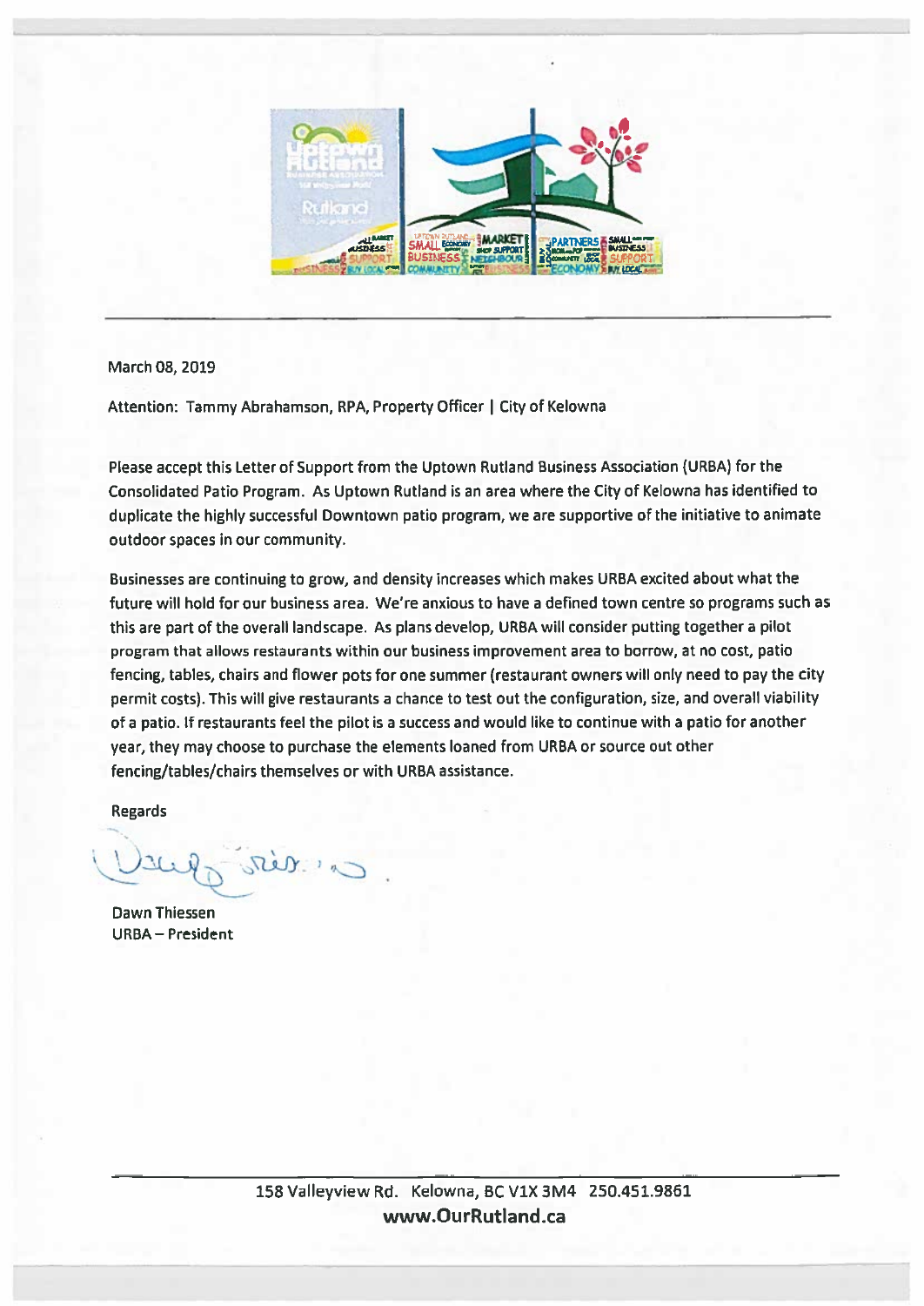March 08, 2019

Attention: Tammy Abrahamson, RPA, Property Officer | City of Kelowna

Please accept this Letter of Support from the Uptown Rutland Business Association (URBA) for the Consolidated Patio Program. As Uptown Rutland is an area where the City of Kelowna has identified to duplicate the highly successful Downtown patio program, we are supportive of the initiative to animate outdoor spaces in our community.

Businesses are continuing to grow, and density increases which makes URBA excited about what the future will hold for our business area. We're anxious to have a defined town centre so programs such as this are part of the overall landscape. As plans develop, URBA will consider putting together a pilot program that allows restaurants within our business improvement area to borrow, at no cost, patio fencing, tables, chairs and flower pots for one summer (restaurant owners will only need to pay the city permit costs). This will give restaurants a chance to test out the configuration, size, and overall viability of a patio. If restaurants feel the pilot is a success and would like to continue with a patio for another year, they may choose to purchase the elements loaned from URBA or source out other fencing/tables/chairs themselves or with URBA assistance.

Regards

Dawn Thiessen
URBA – President

158 Valleyview Rd. Kelowna, BC V1X 3M4 250.451.9861
**www.OurRutland.ca**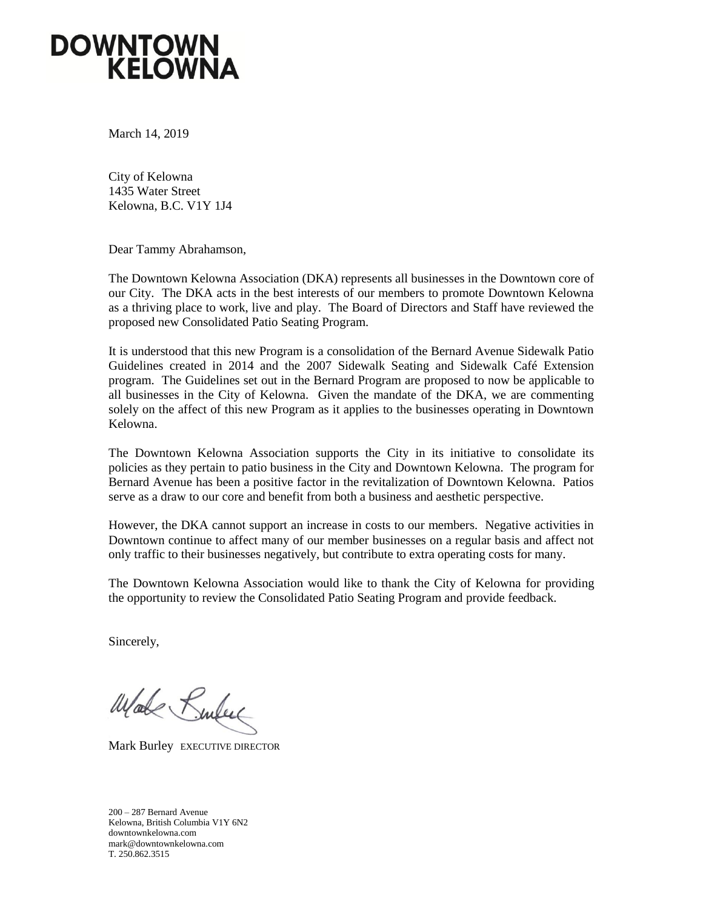# DOWNTOWN KELOWNA

March 14, 2019

City of Kelowna
1435 Water Street
Kelowna, B.C. V1Y 1J4

Dear Tammy Abrahamson,

The Downtown Kelowna Association (DKA) represents all businesses in the Downtown core of our City. The DKA acts in the best interests of our members to promote Downtown Kelowna as a thriving place to work, live and play. The Board of Directors and Staff have reviewed the proposed new Consolidated Patio Seating Program.

It is understood that this new Program is a consolidation of the Bernard Avenue Sidewalk Patio Guidelines created in 2014 and the 2007 Sidewalk Seating and Sidewalk Café Extension program. The Guidelines set out in the Bernard Program are proposed to now be applicable to all businesses in the City of Kelowna. Given the mandate of the DKA, we are commenting solely on the affect of this new Program as it applies to the businesses operating in Downtown Kelowna.

The Downtown Kelowna Association supports the City in its initiative to consolidate its policies as they pertain to patio business in the City and Downtown Kelowna. The program for Bernard Avenue has been a positive factor in the revitalization of Downtown Kelowna. Patios serve as a draw to our core and benefit from both a business and aesthetic perspective.

However, the DKA cannot support an increase in costs to our members. Negative activities in Downtown continue to affect many of our member businesses on a regular basis and affect not only traffic to their businesses negatively, but contribute to extra operating costs for many.

The Downtown Kelowna Association would like to thank the City of Kelowna for providing the opportunity to review the Consolidated Patio Seating Program and provide feedback.

Sincerely,

Mark Burley EXECUTIVE DIRECTOR

200 – 287 Bernard Avenue
Kelowna, British Columbia V1Y 6N2
downtownkelowna.com
mark@downtownkelowna.com
T. 250.862.3515